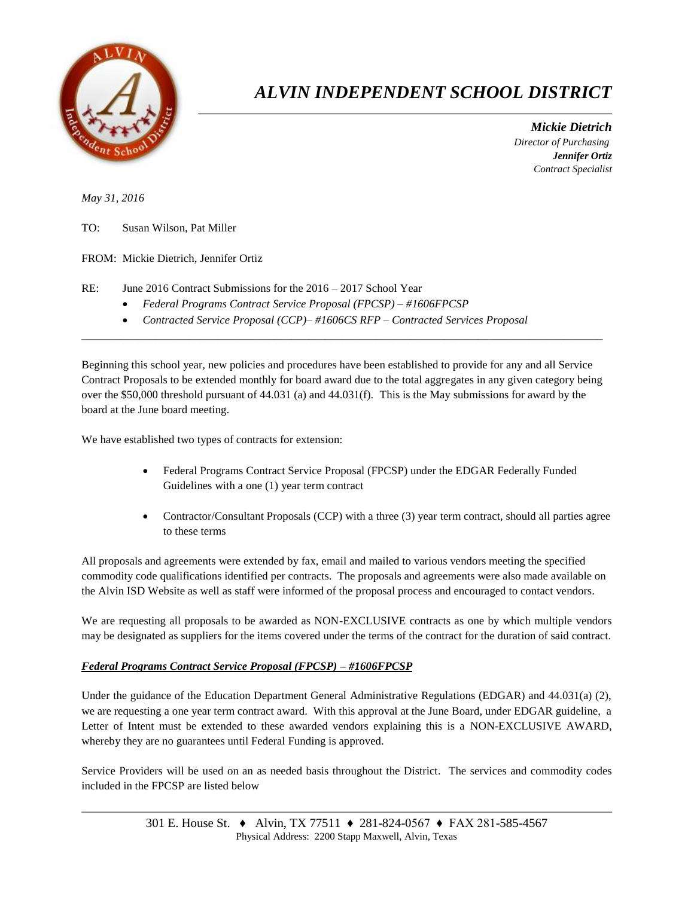# *ALVIN INDEPENDENT SCHOOL DISTRICT*

***Mickie Dietrich***
*Director of Purchasing*
***Jennifer Ortiz***
*Contract Specialist*

*May 31, 2016*

TO: Susan Wilson, Pat Miller

FROM: Mickie Dietrich, Jennifer Ortiz

RE: June 2016 Contract Submissions for the 2016 – 2017 School Year

- *Federal Programs Contract Service Proposal (FPCSP) – #1606FPCSP*
- *Contracted Service Proposal (CCP)– #1606CS RFP – Contracted Services Proposal*

---

Beginning this school year, new policies and procedures have been established to provide for any and all Service Contract Proposals to be extended monthly for board award due to the total aggregates in any given category being over the $50,000 threshold pursuant of 44.031 (a) and 44.031(f). This is the May submissions for award by the board at the June board meeting.

We have established two types of contracts for extension:

- Federal Programs Contract Service Proposal (FPCSP) under the EDGAR Federally Funded Guidelines with a one (1) year term contract
- Contractor/Consultant Proposals (CCP) with a three (3) year term contract, should all parties agree to these terms

All proposals and agreements were extended by fax, email and mailed to various vendors meeting the specified commodity code qualifications identified per contracts. The proposals and agreements were also made available on the Alvin ISD Website as well as staff were informed of the proposal process and encouraged to contact vendors.

We are requesting all proposals to be awarded as NON-EXCLUSIVE contracts as one by which multiple vendors may be designated as suppliers for the items covered under the terms of the contract for the duration of said contract.

***Federal Programs Contract Service Proposal (FPCSP) – #1606FPCSP***

Under the guidance of the Education Department General Administrative Regulations (EDGAR) and 44.031(a) (2), we are requesting a one year term contract award. With this approval at the June Board, under EDGAR guideline, a Letter of Intent must be extended to these awarded vendors explaining this is a NON-EXCLUSIVE AWARD, whereby they are no guarantees until Federal Funding is approved.

Service Providers will be used on an as needed basis throughout the District. The services and commodity codes included in the FPCSP are listed below

301 E. House St. ♦ Alvin, TX 77511 ♦ 281-824-0567 ♦ FAX 281-585-4567
Physical Address: 2200 Stapp Maxwell, Alvin, Texas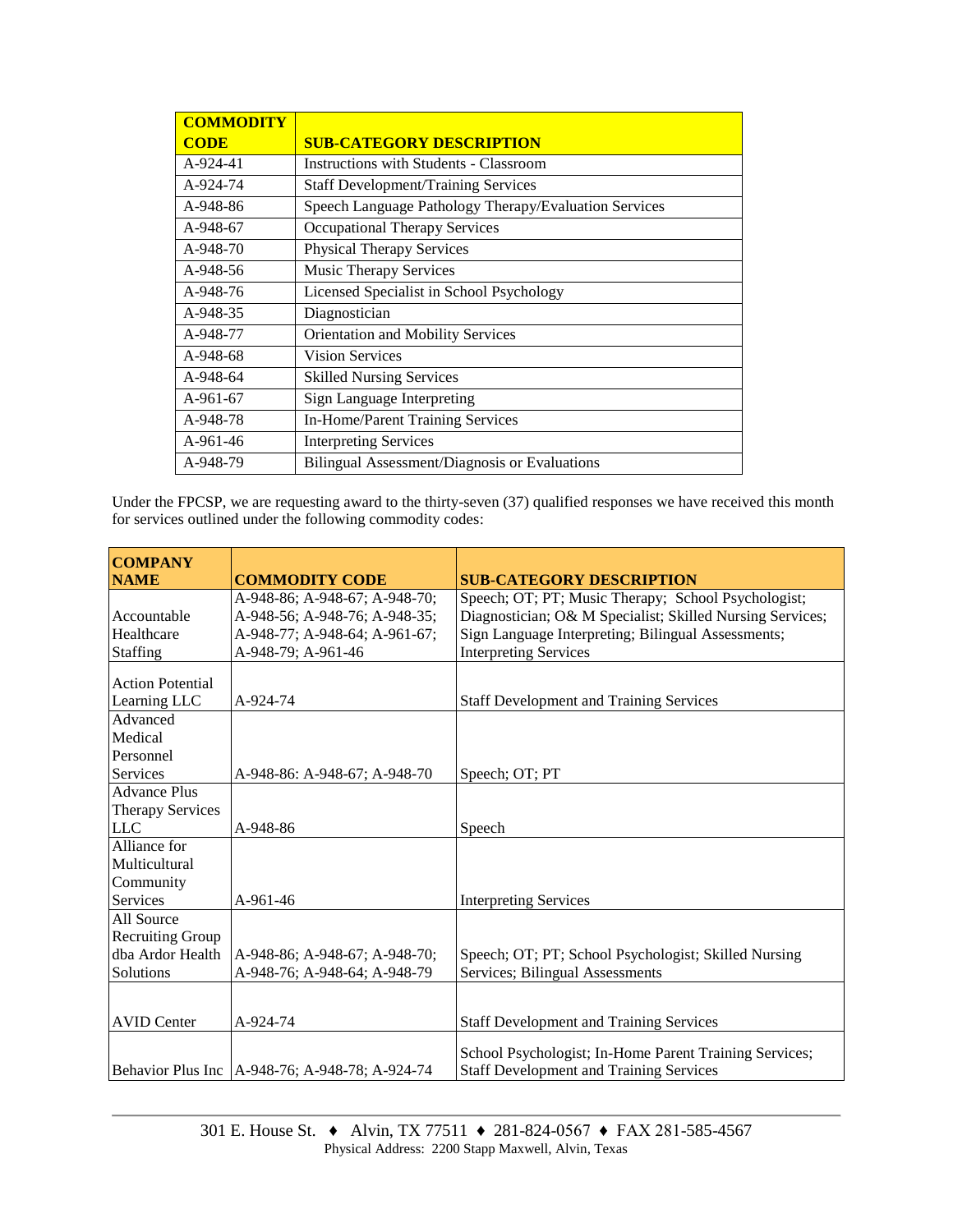| COMMODITY CODE | SUB-CATEGORY DESCRIPTION |
|---|---|
| A-924-41 | Instructions with Students - Classroom |
| A-924-74 | Staff Development/Training Services |
| A-948-86 | Speech Language Pathology Therapy/Evaluation Services |
| A-948-67 | Occupational Therapy Services |
| A-948-70 | Physical Therapy Services |
| A-948-56 | Music Therapy Services |
| A-948-76 | Licensed Specialist in School Psychology |
| A-948-35 | Diagnostician |
| A-948-77 | Orientation and Mobility Services |
| A-948-68 | Vision Services |
| A-948-64 | Skilled Nursing Services |
| A-961-67 | Sign Language Interpreting |
| A-948-78 | In-Home/Parent Training Services |
| A-961-46 | Interpreting Services |
| A-948-79 | Bilingual Assessment/Diagnosis or Evaluations |

Under the FPCSP, we are requesting award to the thirty-seven (37) qualified responses we have received this month for services outlined under the following commodity codes:

| COMPANY NAME | COMMODITY CODE | SUB-CATEGORY DESCRIPTION |
|---|---|---|
| Accountable Healthcare Staffing | A-948-86; A-948-67; A-948-70; A-948-56; A-948-76; A-948-35; A-948-77; A-948-64; A-961-67; A-948-79; A-961-46 | Speech; OT; PT; Music Therapy; School Psychologist; Diagnostician; O& M Specialist; Skilled Nursing Services; Sign Language Interpreting; Bilingual Assessments; Interpreting Services |
| Action Potential Learning LLC | A-924-74 | Staff Development and Training Services |
| Advanced Medical Personnel Services | A-948-86: A-948-67; A-948-70 | Speech; OT; PT |
| Advance Plus Therapy Services LLC | A-948-86 | Speech |
| Alliance for Multicultural Community Services | A-961-46 | Interpreting Services |
| All Source Recruiting Group dba Ardor Health Solutions | A-948-86; A-948-67; A-948-70; A-948-76; A-948-64; A-948-79 | Speech; OT; PT; School Psychologist; Skilled Nursing Services; Bilingual Assessments |
| AVID Center | A-924-74 | Staff Development and Training Services |
| Behavior Plus Inc | A-948-76; A-948-78; A-924-74 | School Psychologist; In-Home Parent Training Services; Staff Development and Training Services |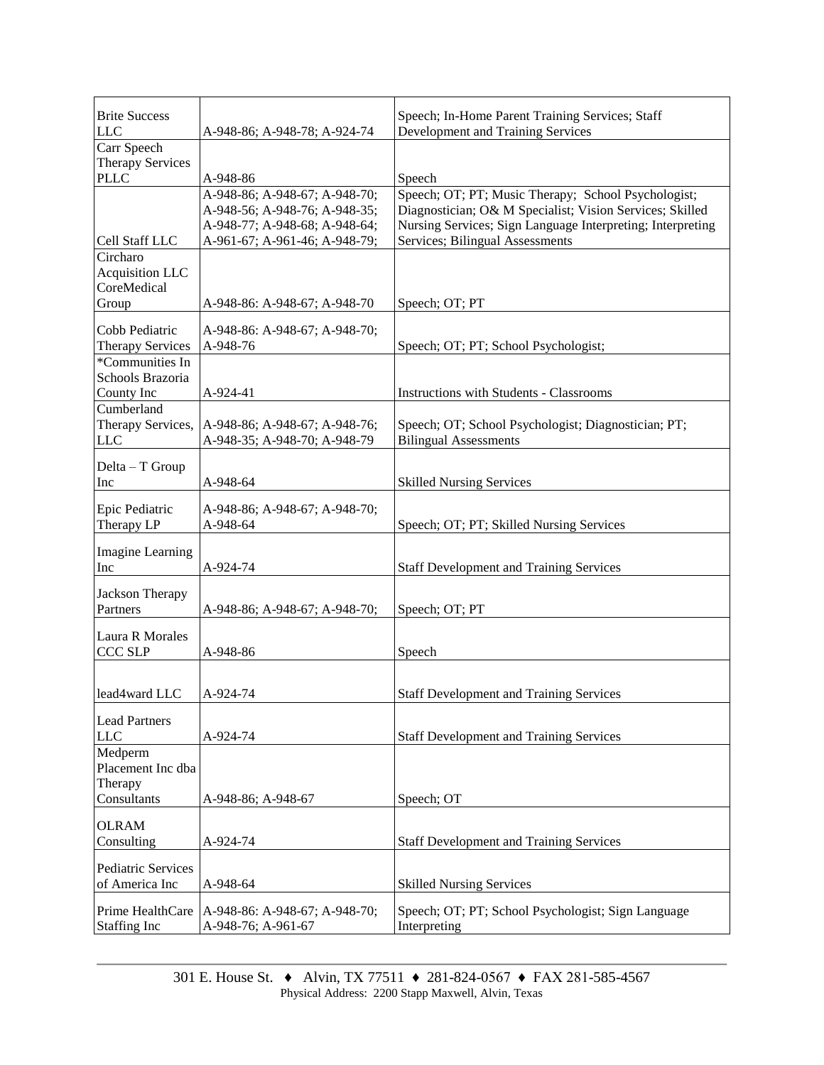| | | |
|---|---|---|
| Brite Success LLC | A-948-86; A-948-78; A-924-74 | Speech; In-Home Parent Training Services; Staff Development and Training Services |
| Carr Speech Therapy Services PLLC | A-948-86 | Speech |
| Cell Staff LLC | A-948-86; A-948-67; A-948-70; A-948-56; A-948-76; A-948-35; A-948-77; A-948-68; A-948-64; A-961-67; A-961-46; A-948-79; | Speech; OT; PT; Music Therapy; School Psychologist; Diagnostician; O& M Specialist; Vision Services; Skilled Nursing Services; Sign Language Interpreting; Interpreting Services; Bilingual Assessments |
| Circharo Acquisition LLC CoreMedical Group | A-948-86: A-948-67; A-948-70 | Speech; OT; PT |
| Cobb Pediatric Therapy Services | A-948-86: A-948-67; A-948-70; A-948-76 | Speech; OT; PT; School Psychologist; |
| *Communities In Schools Brazoria County Inc | A-924-41 | Instructions with Students - Classrooms |
| Cumberland Therapy Services, LLC | A-948-86; A-948-67; A-948-76; A-948-35; A-948-70; A-948-79 | Speech; OT; School Psychologist; Diagnostician; PT; Bilingual Assessments |
| Delta – T Group Inc | A-948-64 | Skilled Nursing Services |
| Epic Pediatric Therapy LP | A-948-86; A-948-67; A-948-70; A-948-64 | Speech; OT; PT; Skilled Nursing Services |
| Imagine Learning Inc | A-924-74 | Staff Development and Training Services |
| Jackson Therapy Partners | A-948-86; A-948-67; A-948-70; | Speech; OT; PT |
| Laura R Morales CCC SLP | A-948-86 | Speech |
| lead4ward LLC | A-924-74 | Staff Development and Training Services |
| Lead Partners LLC | A-924-74 | Staff Development and Training Services |
| Medperm Placement Inc dba Therapy Consultants | A-948-86; A-948-67 | Speech; OT |
| OLRAM Consulting | A-924-74 | Staff Development and Training Services |
| Pediatric Services of America Inc | A-948-64 | Skilled Nursing Services |
| Prime HealthCare Staffing Inc | A-948-86: A-948-67; A-948-70; A-948-76; A-961-67 | Speech; OT; PT; School Psychologist; Sign Language Interpreting |

301 E. House St. ♦ Alvin, TX 77511 ♦ 281-824-0567 ♦ FAX 281-585-4567
Physical Address: 2200 Stapp Maxwell, Alvin, Texas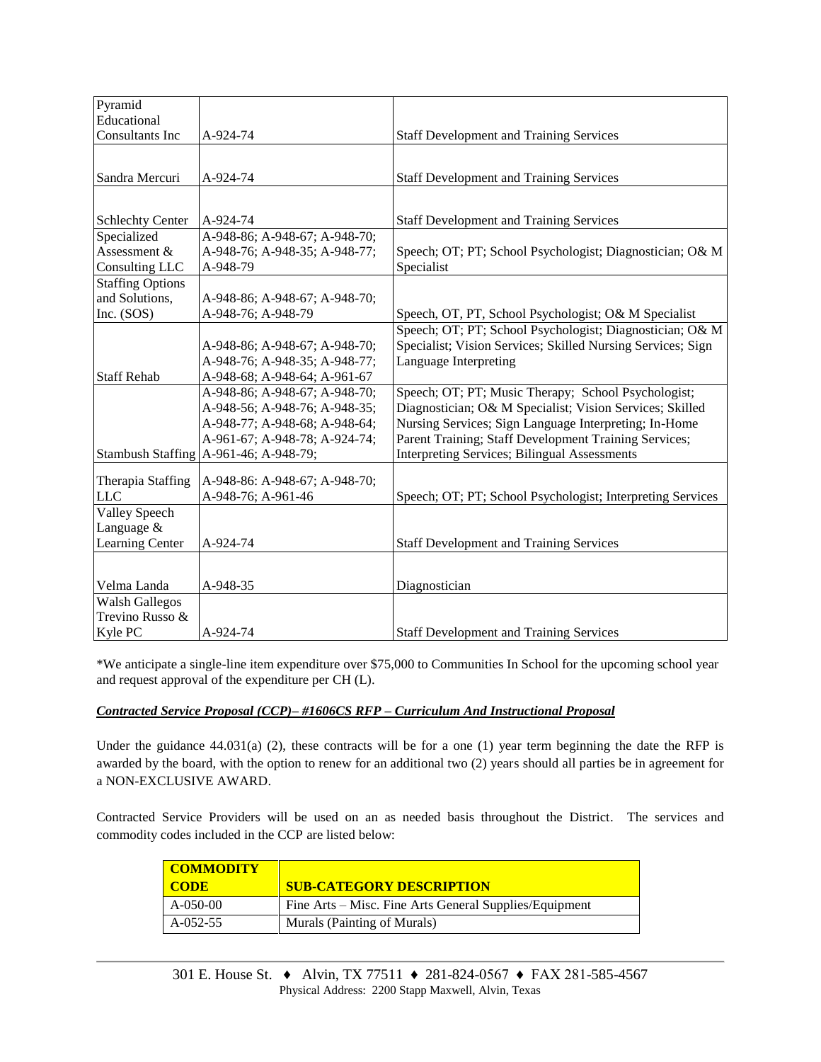| | | |
|---|---|---|
| Pyramid Educational Consultants Inc | A-924-74 | Staff Development and Training Services |
| Sandra Mercuri | A-924-74 | Staff Development and Training Services |
| Schlechty Center | A-924-74 | Staff Development and Training Services |
| Specialized Assessment & Consulting LLC | A-948-86; A-948-67; A-948-70; A-948-76; A-948-35; A-948-77; A-948-79 | Speech; OT; PT; School Psychologist; Diagnostician; O& M Specialist |
| Staffing Options and Solutions, Inc. (SOS) | A-948-86; A-948-67; A-948-70; A-948-76; A-948-79 | Speech, OT, PT, School Psychologist; O& M Specialist |
| Staff Rehab | A-948-86; A-948-67; A-948-70; A-948-76; A-948-35; A-948-77; A-948-68; A-948-64; A-961-67 | Speech; OT; PT; School Psychologist; Diagnostician; O& M Specialist; Vision Services; Skilled Nursing Services; Sign Language Interpreting |
| Stambush Staffing | A-948-86; A-948-67; A-948-70; A-948-56; A-948-76; A-948-35; A-948-77; A-948-68; A-948-64; A-961-67; A-948-78; A-924-74; A-961-46; A-948-79; | Speech; OT; PT; Music Therapy; School Psychologist; Diagnostician; O& M Specialist; Vision Services; Skilled Nursing Services; Sign Language Interpreting; In-Home Parent Training; Staff Development Training Services; Interpreting Services; Bilingual Assessments |
| Therapia Staffing LLC | A-948-86: A-948-67; A-948-70; A-948-76; A-961-46 | Speech; OT; PT; School Psychologist; Interpreting Services |
| Valley Speech Language & Learning Center | A-924-74 | Staff Development and Training Services |
| Velma Landa | A-948-35 | Diagnostician |
| Walsh Gallegos Trevino Russo & Kyle PC | A-924-74 | Staff Development and Training Services |

*We anticipate a single-line item expenditure over $75,000 to Communities In School for the upcoming school year and request approval of the expenditure per CH (L).

***Contracted Service Proposal (CCP)– #1606CS RFP – Curriculum And Instructional Proposal***

Under the guidance 44.031(a) (2), these contracts will be for a one (1) year term beginning the date the RFP is awarded by the board, with the option to renew for an additional two (2) years should all parties be in agreement for a NON-EXCLUSIVE AWARD.

Contracted Service Providers will be used on an as needed basis throughout the District. The services and commodity codes included in the CCP are listed below:

| **COMMODITY CODE** | **SUB-CATEGORY DESCRIPTION** |
|---|---|
| A-050-00 | Fine Arts – Misc. Fine Arts General Supplies/Equipment |
| A-052-55 | Murals (Painting of Murals) |

301 E. House St. ♦ Alvin, TX 77511 ♦ 281-824-0567 ♦ FAX 281-585-4567
Physical Address: 2200 Stapp Maxwell, Alvin, Texas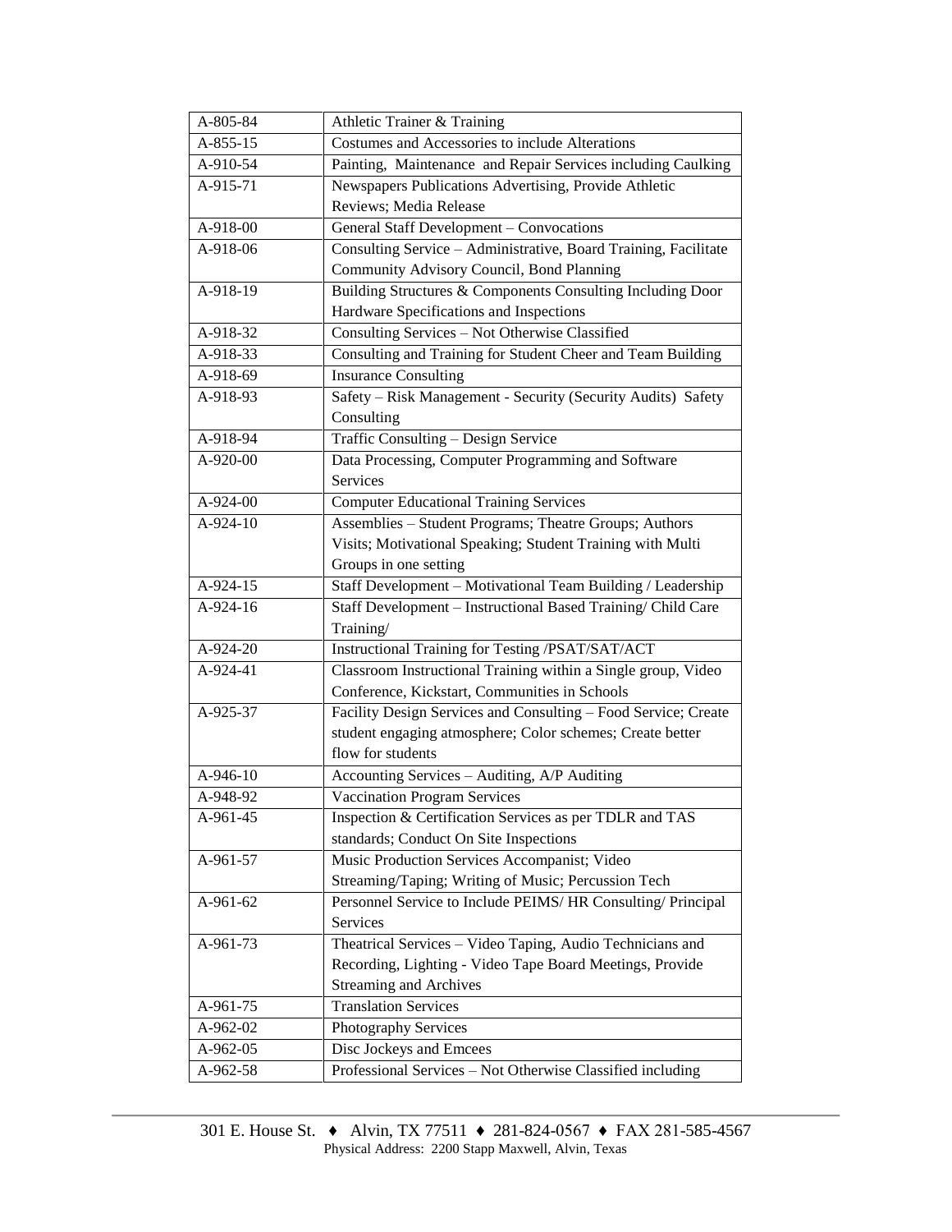| | |
|---|---|
| A-805-84 | Athletic Trainer & Training |
| A-855-15 | Costumes and Accessories to include Alterations |
| A-910-54 | Painting, Maintenance and Repair Services including Caulking |
| A-915-71 | Newspapers Publications Advertising, Provide Athletic Reviews; Media Release |
| A-918-00 | General Staff Development – Convocations |
| A-918-06 | Consulting Service – Administrative, Board Training, Facilitate Community Advisory Council, Bond Planning |
| A-918-19 | Building Structures & Components Consulting Including Door Hardware Specifications and Inspections |
| A-918-32 | Consulting Services – Not Otherwise Classified |
| A-918-33 | Consulting and Training for Student Cheer and Team Building |
| A-918-69 | Insurance Consulting |
| A-918-93 | Safety – Risk Management - Security (Security Audits) Safety Consulting |
| A-918-94 | Traffic Consulting – Design Service |
| A-920-00 | Data Processing, Computer Programming and Software Services |
| A-924-00 | Computer Educational Training Services |
| A-924-10 | Assemblies – Student Programs; Theatre Groups; Authors Visits; Motivational Speaking; Student Training with Multi Groups in one setting |
| A-924-15 | Staff Development – Motivational Team Building / Leadership |
| A-924-16 | Staff Development – Instructional Based Training/ Child Care Training/ |
| A-924-20 | Instructional Training for Testing /PSAT/SAT/ACT |
| A-924-41 | Classroom Instructional Training within a Single group, Video Conference, Kickstart, Communities in Schools |
| A-925-37 | Facility Design Services and Consulting – Food Service; Create student engaging atmosphere; Color schemes; Create better flow for students |
| A-946-10 | Accounting Services – Auditing, A/P Auditing |
| A-948-92 | Vaccination Program Services |
| A-961-45 | Inspection & Certification Services as per TDLR and TAS standards; Conduct On Site Inspections |
| A-961-57 | Music Production Services Accompanist; Video Streaming/Taping; Writing of Music; Percussion Tech |
| A-961-62 | Personnel Service to Include PEIMS/ HR Consulting/ Principal Services |
| A-961-73 | Theatrical Services – Video Taping, Audio Technicians and Recording, Lighting - Video Tape Board Meetings, Provide Streaming and Archives |
| A-961-75 | Translation Services |
| A-962-02 | Photography Services |
| A-962-05 | Disc Jockeys and Emcees |
| A-962-58 | Professional Services – Not Otherwise Classified including |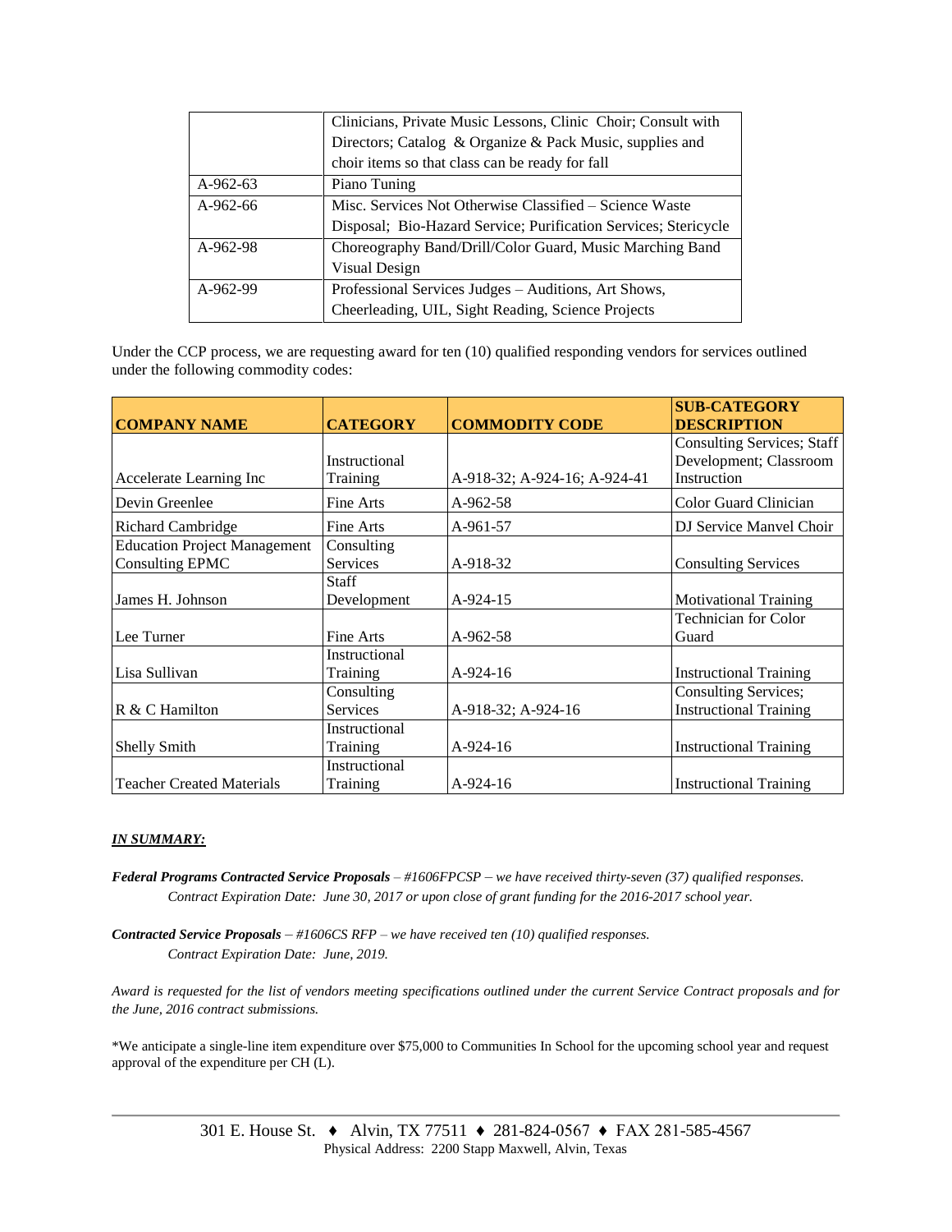| | |
|---|---|
| | Clinicians, Private Music Lessons, Clinic Choir; Consult with Directors; Catalog & Organize & Pack Music, supplies and choir items so that class can be ready for fall |
| A-962-63 | Piano Tuning |
| A-962-66 | Misc. Services Not Otherwise Classified – Science Waste Disposal; Bio-Hazard Service; Purification Services; Stericycle |
| A-962-98 | Choreography Band/Drill/Color Guard, Music Marching Band Visual Design |
| A-962-99 | Professional Services Judges – Auditions, Art Shows, Cheerleading, UIL, Sight Reading, Science Projects |

Under the CCP process, we are requesting award for ten (10) qualified responding vendors for services outlined under the following commodity codes:

| COMPANY NAME | CATEGORY | COMMODITY CODE | SUB-CATEGORY DESCRIPTION |
|---|---|---|---|
| Accelerate Learning Inc | Instructional Training | A-918-32; A-924-16; A-924-41 | Consulting Services; Staff Development; Classroom Instruction |
| Devin Greenlee | Fine Arts | A-962-58 | Color Guard Clinician |
| Richard Cambridge | Fine Arts | A-961-57 | DJ Service Manvel Choir |
| Education Project Management Consulting EPMC | Consulting Services | A-918-32 | Consulting Services |
| James H. Johnson | Staff Development | A-924-15 | Motivational Training |
| Lee Turner | Fine Arts | A-962-58 | Technician for Color Guard |
| Lisa Sullivan | Instructional Training | A-924-16 | Instructional Training |
| R & C Hamilton | Consulting Services | A-918-32; A-924-16 | Consulting Services; Instructional Training |
| Shelly Smith | Instructional Training | A-924-16 | Instructional Training |
| Teacher Created Materials | Instructional Training | A-924-16 | Instructional Training |

***IN SUMMARY:***

***Federal Programs Contracted Service Proposals** – #1606FPCSP – we have received thirty-seven (37) qualified responses.*
*Contract Expiration Date: June 30, 2017 or upon close of grant funding for the 2016-2017 school year.*

***Contracted Service Proposals** – #1606CS RFP – we have received ten (10) qualified responses.*
*Contract Expiration Date: June, 2019.*

*Award is requested for the list of vendors meeting specifications outlined under the current Service Contract proposals and for the June, 2016 contract submissions.*

*We anticipate a single-line item expenditure over $75,000 to Communities In School for the upcoming school year and request approval of the expenditure per CH (L).

301 E. House St. ♦ Alvin, TX 77511 ♦ 281-824-0567 ♦ FAX 281-585-4567
Physical Address: 2200 Stapp Maxwell, Alvin, Texas